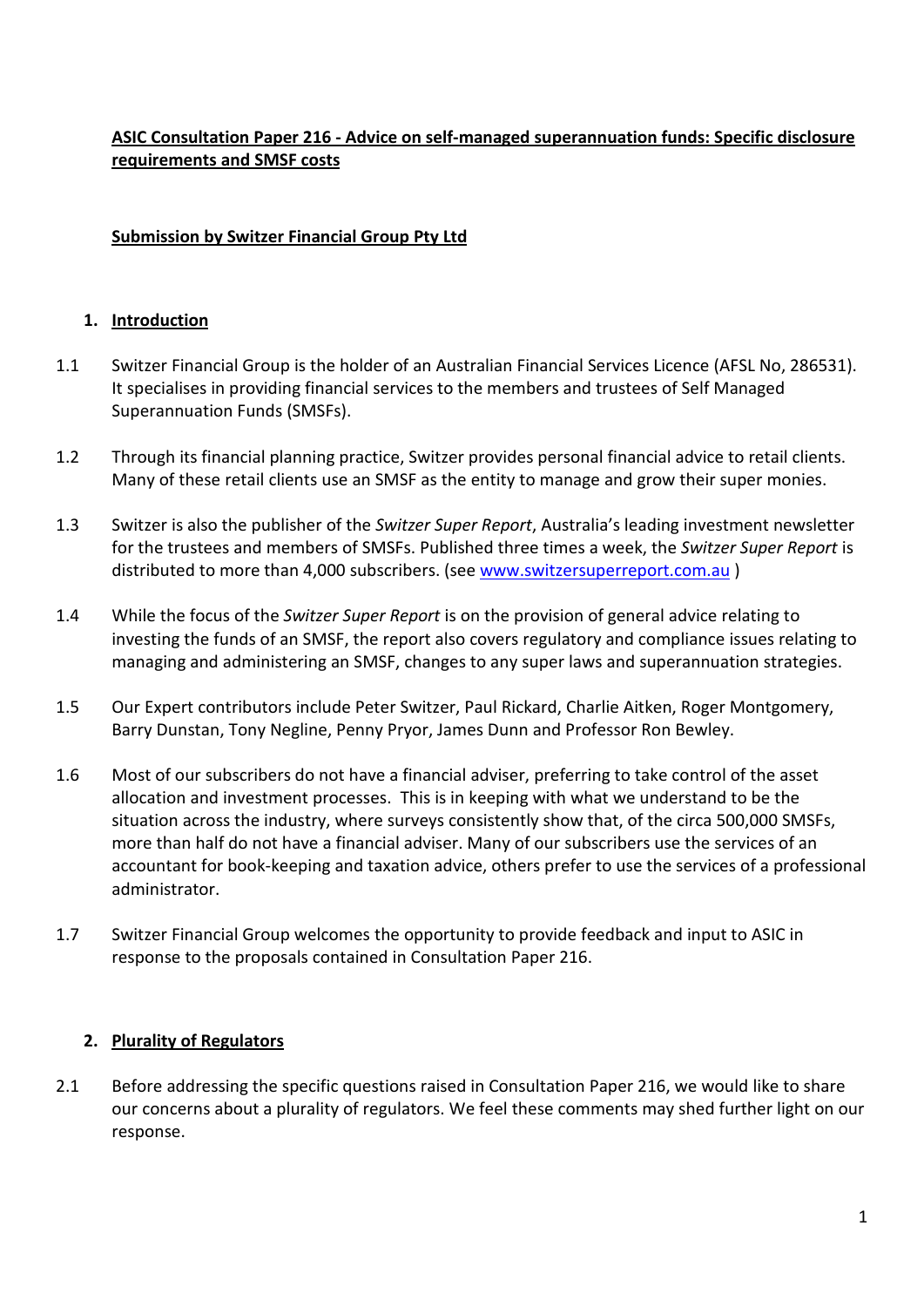**ASIC Consultation Paper 216 - Advice on self-managed superannuation funds: Specific disclosure requirements and SMSF costs**

**Submission by Switzer Financial Group Pty Ltd**

## 1. Introduction

1.1 Switzer Financial Group is the holder of an Australian Financial Services Licence (AFSL No, 286531). It specialises in providing financial services to the members and trustees of Self Managed Superannuation Funds (SMSFs).

1.2 Through its financial planning practice, Switzer provides personal financial advice to retail clients. Many of these retail clients use an SMSF as the entity to manage and grow their super monies.

1.3 Switzer is also the publisher of the *Switzer Super Report*, Australia's leading investment newsletter for the trustees and members of SMSFs. Published three times a week, the *Switzer Super Report* is distributed to more than 4,000 subscribers. (see www.switzersuperreport.com.au )

1.4 While the focus of the *Switzer Super Report* is on the provision of general advice relating to investing the funds of an SMSF, the report also covers regulatory and compliance issues relating to managing and administering an SMSF, changes to any super laws and superannuation strategies.

1.5 Our Expert contributors include Peter Switzer, Paul Rickard, Charlie Aitken, Roger Montgomery, Barry Dunstan, Tony Negline, Penny Pryor, James Dunn and Professor Ron Bewley.

1.6 Most of our subscribers do not have a financial adviser, preferring to take control of the asset allocation and investment processes. This is in keeping with what we understand to be the situation across the industry, where surveys consistently show that, of the circa 500,000 SMSFs, more than half do not have a financial adviser. Many of our subscribers use the services of an accountant for book-keeping and taxation advice, others prefer to use the services of a professional administrator.

1.7 Switzer Financial Group welcomes the opportunity to provide feedback and input to ASIC in response to the proposals contained in Consultation Paper 216.

## 2. Plurality of Regulators

2.1 Before addressing the specific questions raised in Consultation Paper 216, we would like to share our concerns about a plurality of regulators. We feel these comments may shed further light on our response.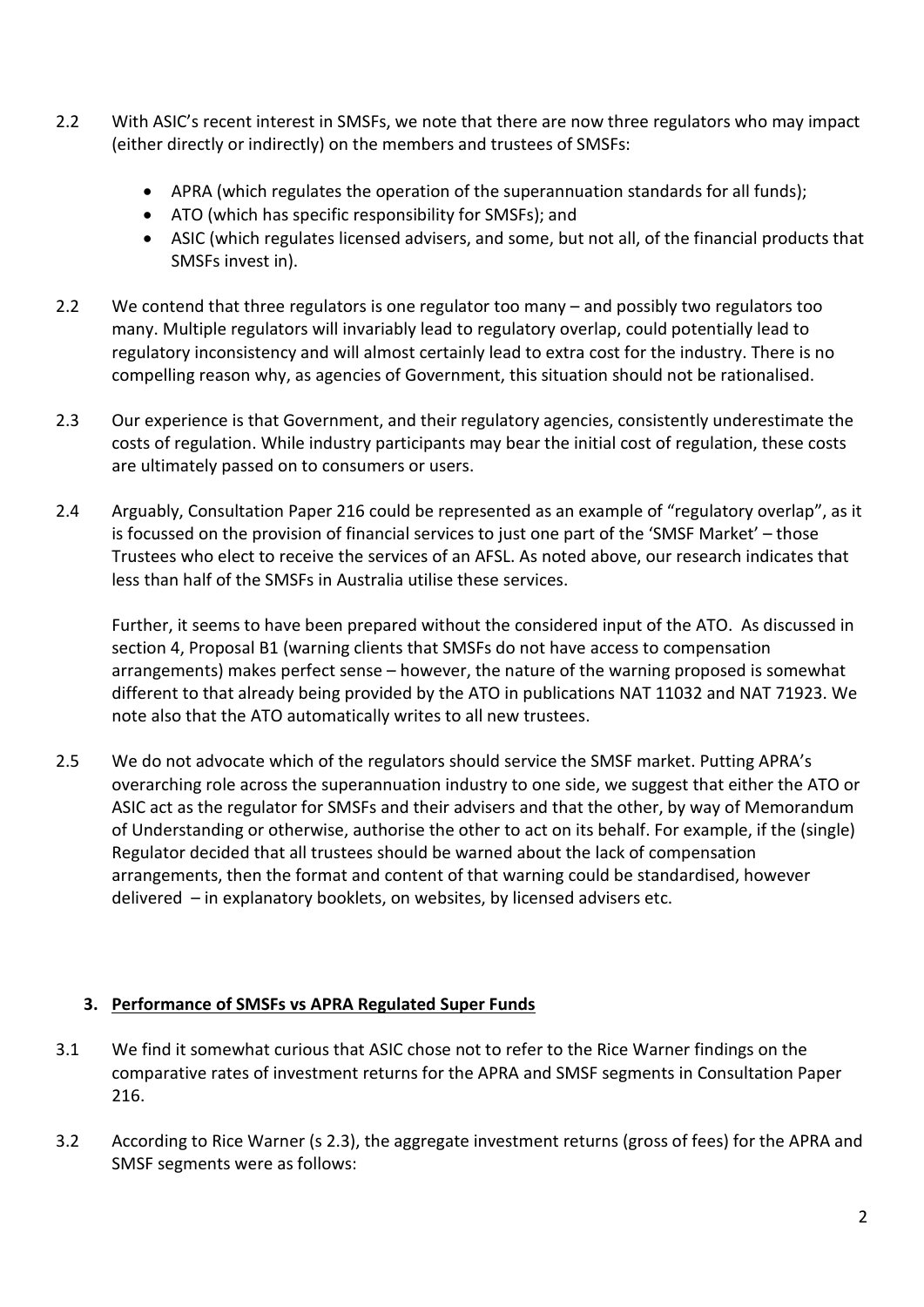2.2 With ASIC's recent interest in SMSFs, we note that there are now three regulators who may impact (either directly or indirectly) on the members and trustees of SMSFs:

- APRA (which regulates the operation of the superannuation standards for all funds);
- ATO (which has specific responsibility for SMSFs); and
- ASIC (which regulates licensed advisers, and some, but not all, of the financial products that SMSFs invest in).

2.2 We contend that three regulators is one regulator too many – and possibly two regulators too many. Multiple regulators will invariably lead to regulatory overlap, could potentially lead to regulatory inconsistency and will almost certainly lead to extra cost for the industry. There is no compelling reason why, as agencies of Government, this situation should not be rationalised.

2.3 Our experience is that Government, and their regulatory agencies, consistently underestimate the costs of regulation. While industry participants may bear the initial cost of regulation, these costs are ultimately passed on to consumers or users.

2.4 Arguably, Consultation Paper 216 could be represented as an example of "regulatory overlap", as it is focussed on the provision of financial services to just one part of the 'SMSF Market' – those Trustees who elect to receive the services of an AFSL. As noted above, our research indicates that less than half of the SMSFs in Australia utilise these services.

Further, it seems to have been prepared without the considered input of the ATO. As discussed in section 4, Proposal B1 (warning clients that SMSFs do not have access to compensation arrangements) makes perfect sense – however, the nature of the warning proposed is somewhat different to that already being provided by the ATO in publications NAT 11032 and NAT 71923. We note also that the ATO automatically writes to all new trustees.

2.5 We do not advocate which of the regulators should service the SMSF market. Putting APRA's overarching role across the superannuation industry to one side, we suggest that either the ATO or ASIC act as the regulator for SMSFs and their advisers and that the other, by way of Memorandum of Understanding or otherwise, authorise the other to act on its behalf. For example, if the (single) Regulator decided that all trustees should be warned about the lack of compensation arrangements, then the format and content of that warning could be standardised, however delivered – in explanatory booklets, on websites, by licensed advisers etc.

## 3. Performance of SMSFs vs APRA Regulated Super Funds

3.1 We find it somewhat curious that ASIC chose not to refer to the Rice Warner findings on the comparative rates of investment returns for the APRA and SMSF segments in Consultation Paper 216.

3.2 According to Rice Warner (s 2.3), the aggregate investment returns (gross of fees) for the APRA and SMSF segments were as follows: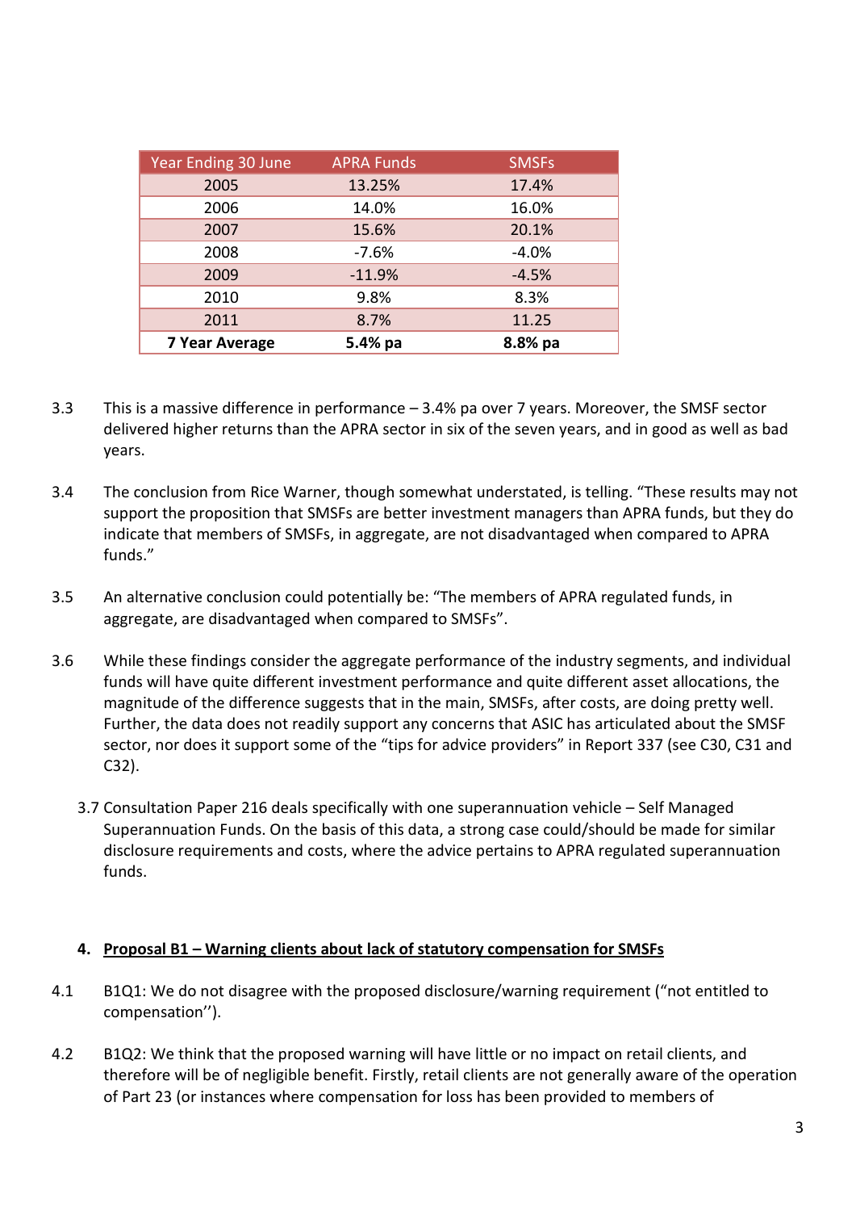| Year Ending 30 June | APRA Funds | SMSFs |
|---|---|---|
| 2005 | 13.25% | 17.4% |
| 2006 | 14.0% | 16.0% |
| 2007 | 15.6% | 20.1% |
| 2008 | -7.6% | -4.0% |
| 2009 | -11.9% | -4.5% |
| 2010 | 9.8% | 8.3% |
| 2011 | 8.7% | 11.25 |
| **7 Year Average** | **5.4% pa** | **8.8% pa** |

3.3 This is a massive difference in performance – 3.4% pa over 7 years. Moreover, the SMSF sector delivered higher returns than the APRA sector in six of the seven years, and in good as well as bad years.

3.4 The conclusion from Rice Warner, though somewhat understated, is telling. "These results may not support the proposition that SMSFs are better investment managers than APRA funds, but they do indicate that members of SMSFs, in aggregate, are not disadvantaged when compared to APRA funds."

3.5 An alternative conclusion could potentially be: "The members of APRA regulated funds, in aggregate, are disadvantaged when compared to SMSFs".

3.6 While these findings consider the aggregate performance of the industry segments, and individual funds will have quite different investment performance and quite different asset allocations, the magnitude of the difference suggests that in the main, SMSFs, after costs, are doing pretty well. Further, the data does not readily support any concerns that ASIC has articulated about the SMSF sector, nor does it support some of the "tips for advice providers" in Report 337 (see C30, C31 and C32).

3.7 Consultation Paper 216 deals specifically with one superannuation vehicle – Self Managed Superannuation Funds. On the basis of this data, a strong case could/should be made for similar disclosure requirements and costs, where the advice pertains to APRA regulated superannuation funds.

## 4. Proposal B1 – Warning clients about lack of statutory compensation for SMSFs

4.1 B1Q1: We do not disagree with the proposed disclosure/warning requirement ("not entitled to compensation'').

4.2 B1Q2: We think that the proposed warning will have little or no impact on retail clients, and therefore will be of negligible benefit. Firstly, retail clients are not generally aware of the operation of Part 23 (or instances where compensation for loss has been provided to members of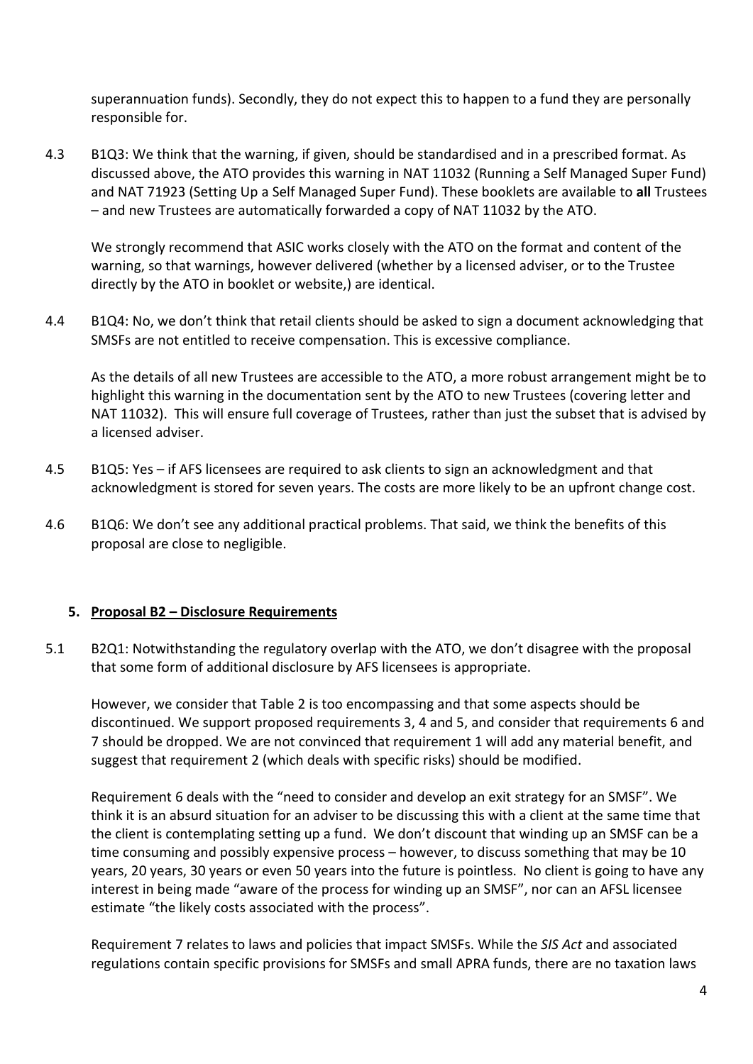superannuation funds). Secondly, they do not expect this to happen to a fund they are personally responsible for.

4.3 B1Q3: We think that the warning, if given, should be standardised and in a prescribed format. As discussed above, the ATO provides this warning in NAT 11032 (Running a Self Managed Super Fund) and NAT 71923 (Setting Up a Self Managed Super Fund). These booklets are available to **all** Trustees – and new Trustees are automatically forwarded a copy of NAT 11032 by the ATO.

We strongly recommend that ASIC works closely with the ATO on the format and content of the warning, so that warnings, however delivered (whether by a licensed adviser, or to the Trustee directly by the ATO in booklet or website,) are identical.

4.4 B1Q4: No, we don't think that retail clients should be asked to sign a document acknowledging that SMSFs are not entitled to receive compensation. This is excessive compliance.

As the details of all new Trustees are accessible to the ATO, a more robust arrangement might be to highlight this warning in the documentation sent by the ATO to new Trustees (covering letter and NAT 11032). This will ensure full coverage of Trustees, rather than just the subset that is advised by a licensed adviser.

4.5 B1Q5: Yes – if AFS licensees are required to ask clients to sign an acknowledgment and that acknowledgment is stored for seven years. The costs are more likely to be an upfront change cost.

4.6 B1Q6: We don't see any additional practical problems. That said, we think the benefits of this proposal are close to negligible.

## 5. Proposal B2 – Disclosure Requirements

5.1 B2Q1: Notwithstanding the regulatory overlap with the ATO, we don't disagree with the proposal that some form of additional disclosure by AFS licensees is appropriate.

However, we consider that Table 2 is too encompassing and that some aspects should be discontinued. We support proposed requirements 3, 4 and 5, and consider that requirements 6 and 7 should be dropped. We are not convinced that requirement 1 will add any material benefit, and suggest that requirement 2 (which deals with specific risks) should be modified.

Requirement 6 deals with the "need to consider and develop an exit strategy for an SMSF". We think it is an absurd situation for an adviser to be discussing this with a client at the same time that the client is contemplating setting up a fund. We don't discount that winding up an SMSF can be a time consuming and possibly expensive process – however, to discuss something that may be 10 years, 20 years, 30 years or even 50 years into the future is pointless. No client is going to have any interest in being made "aware of the process for winding up an SMSF", nor can an AFSL licensee estimate "the likely costs associated with the process".

Requirement 7 relates to laws and policies that impact SMSFs. While the *SIS Act* and associated regulations contain specific provisions for SMSFs and small APRA funds, there are no taxation laws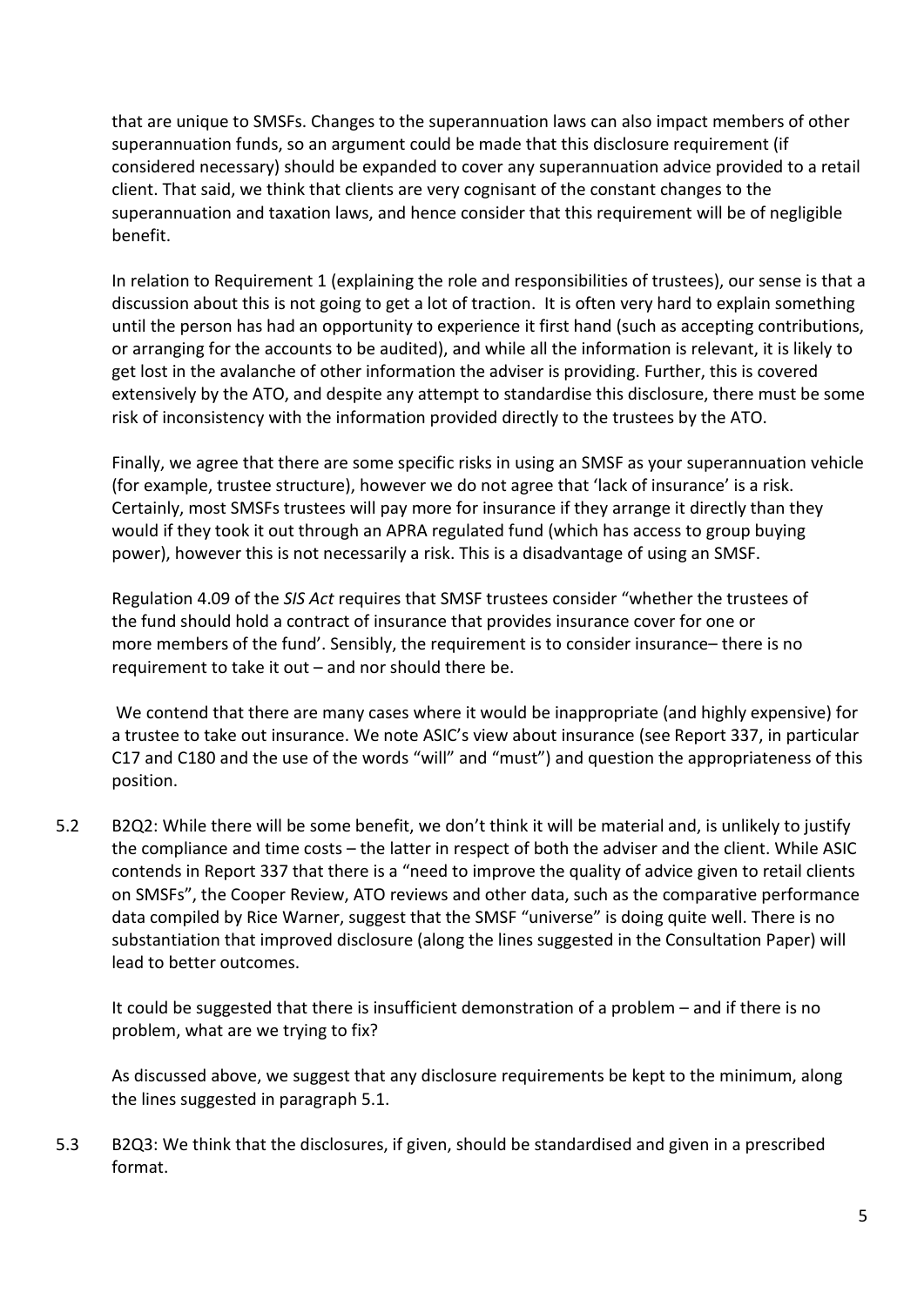that are unique to SMSFs. Changes to the superannuation laws can also impact members of other superannuation funds, so an argument could be made that this disclosure requirement (if considered necessary) should be expanded to cover any superannuation advice provided to a retail client. That said, we think that clients are very cognisant of the constant changes to the superannuation and taxation laws, and hence consider that this requirement will be of negligible benefit.

In relation to Requirement 1 (explaining the role and responsibilities of trustees), our sense is that a discussion about this is not going to get a lot of traction. It is often very hard to explain something until the person has had an opportunity to experience it first hand (such as accepting contributions, or arranging for the accounts to be audited), and while all the information is relevant, it is likely to get lost in the avalanche of other information the adviser is providing. Further, this is covered extensively by the ATO, and despite any attempt to standardise this disclosure, there must be some risk of inconsistency with the information provided directly to the trustees by the ATO.

Finally, we agree that there are some specific risks in using an SMSF as your superannuation vehicle (for example, trustee structure), however we do not agree that 'lack of insurance' is a risk. Certainly, most SMSFs trustees will pay more for insurance if they arrange it directly than they would if they took it out through an APRA regulated fund (which has access to group buying power), however this is not necessarily a risk. This is a disadvantage of using an SMSF.

Regulation 4.09 of the *SIS Act* requires that SMSF trustees consider "whether the trustees of the fund should hold a contract of insurance that provides insurance cover for one or more members of the fund'. Sensibly, the requirement is to consider insurance– there is no requirement to take it out – and nor should there be.

We contend that there are many cases where it would be inappropriate (and highly expensive) for a trustee to take out insurance. We note ASIC's view about insurance (see Report 337, in particular C17 and C180 and the use of the words "will" and "must") and question the appropriateness of this position.

5.2 B2Q2: While there will be some benefit, we don't think it will be material and, is unlikely to justify the compliance and time costs – the latter in respect of both the adviser and the client. While ASIC contends in Report 337 that there is a "need to improve the quality of advice given to retail clients on SMSFs", the Cooper Review, ATO reviews and other data, such as the comparative performance data compiled by Rice Warner, suggest that the SMSF "universe" is doing quite well. There is no substantiation that improved disclosure (along the lines suggested in the Consultation Paper) will lead to better outcomes.

It could be suggested that there is insufficient demonstration of a problem – and if there is no problem, what are we trying to fix?

As discussed above, we suggest that any disclosure requirements be kept to the minimum, along the lines suggested in paragraph 5.1.

5.3 B2Q3: We think that the disclosures, if given, should be standardised and given in a prescribed format.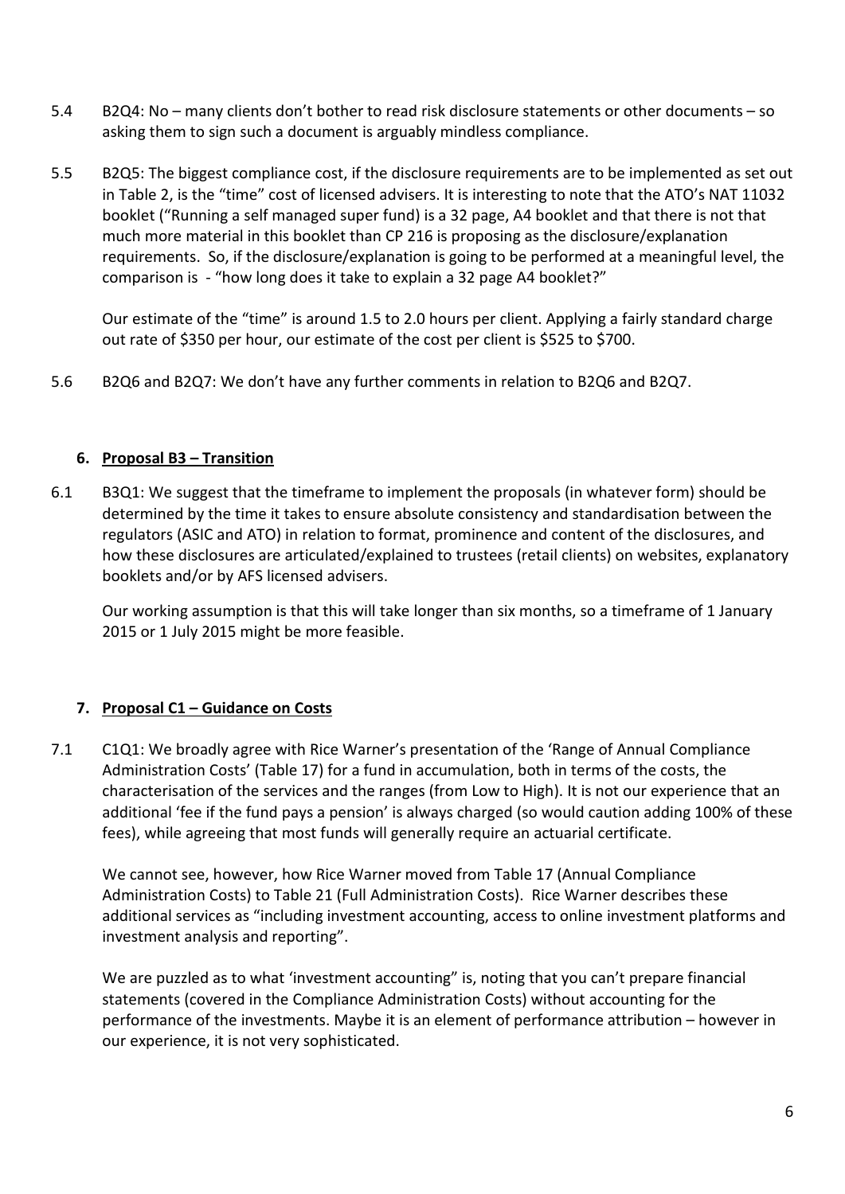5.4 B2Q4: No – many clients don't bother to read risk disclosure statements or other documents – so asking them to sign such a document is arguably mindless compliance.

5.5 B2Q5: The biggest compliance cost, if the disclosure requirements are to be implemented as set out in Table 2, is the "time" cost of licensed advisers. It is interesting to note that the ATO's NAT 11032 booklet ("Running a self managed super fund) is a 32 page, A4 booklet and that there is not that much more material in this booklet than CP 216 is proposing as the disclosure/explanation requirements. So, if the disclosure/explanation is going to be performed at a meaningful level, the comparison is - "how long does it take to explain a 32 page A4 booklet?"

Our estimate of the "time" is around 1.5 to 2.0 hours per client. Applying a fairly standard charge out rate of $350 per hour, our estimate of the cost per client is $525 to $700.

5.6 B2Q6 and B2Q7: We don't have any further comments in relation to B2Q6 and B2Q7.

## 6. Proposal B3 – Transition

6.1 B3Q1: We suggest that the timeframe to implement the proposals (in whatever form) should be determined by the time it takes to ensure absolute consistency and standardisation between the regulators (ASIC and ATO) in relation to format, prominence and content of the disclosures, and how these disclosures are articulated/explained to trustees (retail clients) on websites, explanatory booklets and/or by AFS licensed advisers.

Our working assumption is that this will take longer than six months, so a timeframe of 1 January 2015 or 1 July 2015 might be more feasible.

## 7. Proposal C1 – Guidance on Costs

7.1 C1Q1: We broadly agree with Rice Warner's presentation of the 'Range of Annual Compliance Administration Costs' (Table 17) for a fund in accumulation, both in terms of the costs, the characterisation of the services and the ranges (from Low to High). It is not our experience that an additional 'fee if the fund pays a pension' is always charged (so would caution adding 100% of these fees), while agreeing that most funds will generally require an actuarial certificate.

We cannot see, however, how Rice Warner moved from Table 17 (Annual Compliance Administration Costs) to Table 21 (Full Administration Costs). Rice Warner describes these additional services as "including investment accounting, access to online investment platforms and investment analysis and reporting".

We are puzzled as to what 'investment accounting" is, noting that you can't prepare financial statements (covered in the Compliance Administration Costs) without accounting for the performance of the investments. Maybe it is an element of performance attribution – however in our experience, it is not very sophisticated.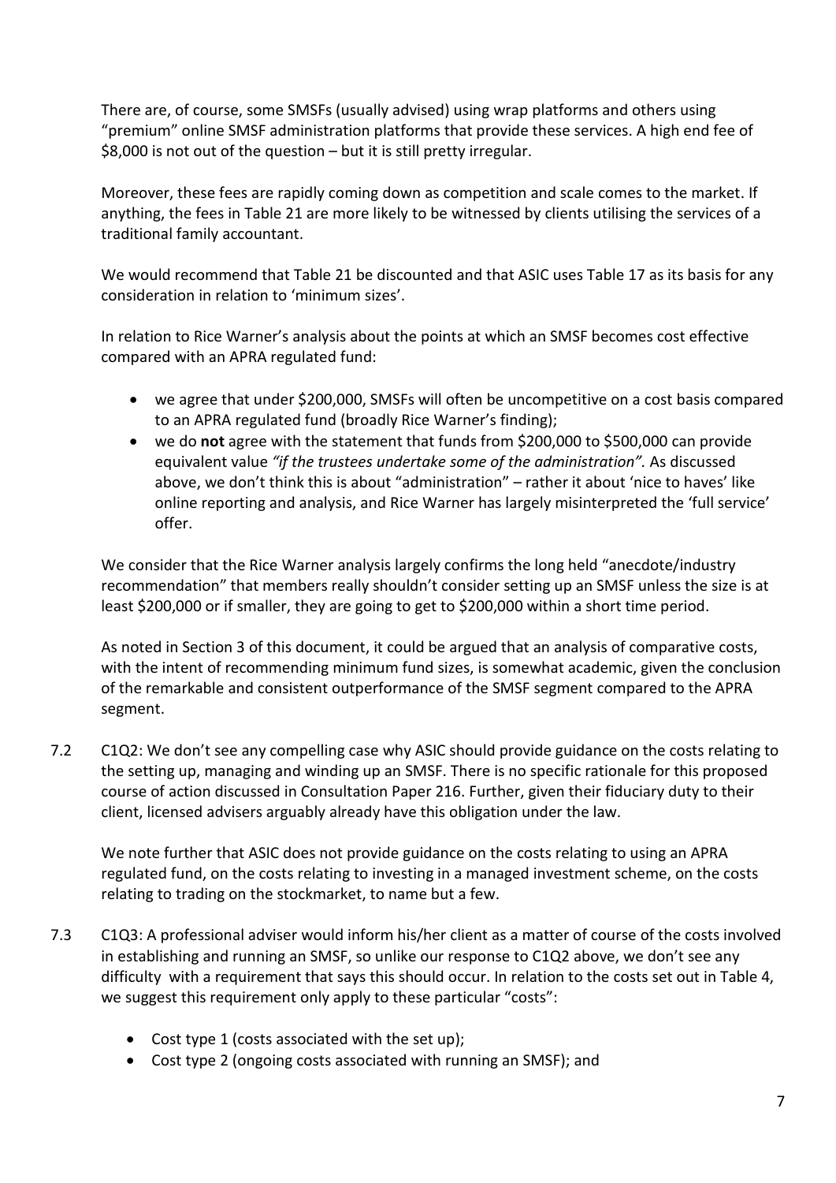There are, of course, some SMSFs (usually advised) using wrap platforms and others using "premium" online SMSF administration platforms that provide these services. A high end fee of $8,000 is not out of the question – but it is still pretty irregular.

Moreover, these fees are rapidly coming down as competition and scale comes to the market. If anything, the fees in Table 21 are more likely to be witnessed by clients utilising the services of a traditional family accountant.

We would recommend that Table 21 be discounted and that ASIC uses Table 17 as its basis for any consideration in relation to 'minimum sizes'.

In relation to Rice Warner's analysis about the points at which an SMSF becomes cost effective compared with an APRA regulated fund:

- we agree that under $200,000, SMSFs will often be uncompetitive on a cost basis compared to an APRA regulated fund (broadly Rice Warner's finding);
- we do **not** agree with the statement that funds from $200,000 to $500,000 can provide equivalent value *"if the trustees undertake some of the administration"*. As discussed above, we don't think this is about "administration" – rather it about 'nice to haves' like online reporting and analysis, and Rice Warner has largely misinterpreted the 'full service' offer.

We consider that the Rice Warner analysis largely confirms the long held "anecdote/industry recommendation" that members really shouldn't consider setting up an SMSF unless the size is at least $200,000 or if smaller, they are going to get to $200,000 within a short time period.

As noted in Section 3 of this document, it could be argued that an analysis of comparative costs, with the intent of recommending minimum fund sizes, is somewhat academic, given the conclusion of the remarkable and consistent outperformance of the SMSF segment compared to the APRA segment.

7.2 C1Q2: We don't see any compelling case why ASIC should provide guidance on the costs relating to the setting up, managing and winding up an SMSF. There is no specific rationale for this proposed course of action discussed in Consultation Paper 216. Further, given their fiduciary duty to their client, licensed advisers arguably already have this obligation under the law.

We note further that ASIC does not provide guidance on the costs relating to using an APRA regulated fund, on the costs relating to investing in a managed investment scheme, on the costs relating to trading on the stockmarket, to name but a few.

7.3 C1Q3: A professional adviser would inform his/her client as a matter of course of the costs involved in establishing and running an SMSF, so unlike our response to C1Q2 above, we don't see any difficulty with a requirement that says this should occur. In relation to the costs set out in Table 4, we suggest this requirement only apply to these particular "costs":

- Cost type 1 (costs associated with the set up);
- Cost type 2 (ongoing costs associated with running an SMSF); and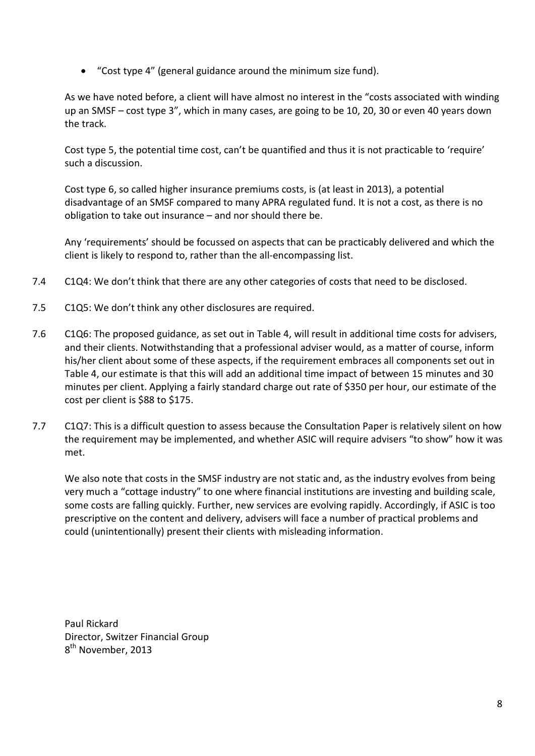- "Cost type 4" (general guidance around the minimum size fund).

As we have noted before, a client will have almost no interest in the "costs associated with winding up an SMSF – cost type 3", which in many cases, are going to be 10, 20, 30 or even 40 years down the track.

Cost type 5, the potential time cost, can't be quantified and thus it is not practicable to 'require' such a discussion.

Cost type 6, so called higher insurance premiums costs, is (at least in 2013), a potential disadvantage of an SMSF compared to many APRA regulated fund. It is not a cost, as there is no obligation to take out insurance – and nor should there be.

Any 'requirements' should be focussed on aspects that can be practicably delivered and which the client is likely to respond to, rather than the all-encompassing list.

7.4 C1Q4: We don't think that there are any other categories of costs that need to be disclosed.

7.5 C1Q5: We don't think any other disclosures are required.

7.6 C1Q6: The proposed guidance, as set out in Table 4, will result in additional time costs for advisers, and their clients. Notwithstanding that a professional adviser would, as a matter of course, inform his/her client about some of these aspects, if the requirement embraces all components set out in Table 4, our estimate is that this will add an additional time impact of between 15 minutes and 30 minutes per client. Applying a fairly standard charge out rate of $350 per hour, our estimate of the cost per client is $88 to $175.

7.7 C1Q7: This is a difficult question to assess because the Consultation Paper is relatively silent on how the requirement may be implemented, and whether ASIC will require advisers "to show" how it was met.

We also note that costs in the SMSF industry are not static and, as the industry evolves from being very much a "cottage industry" to one where financial institutions are investing and building scale, some costs are falling quickly. Further, new services are evolving rapidly. Accordingly, if ASIC is too prescriptive on the content and delivery, advisers will face a number of practical problems and could (unintentionally) present their clients with misleading information.

Paul Rickard
Director, Switzer Financial Group
8th November, 2013